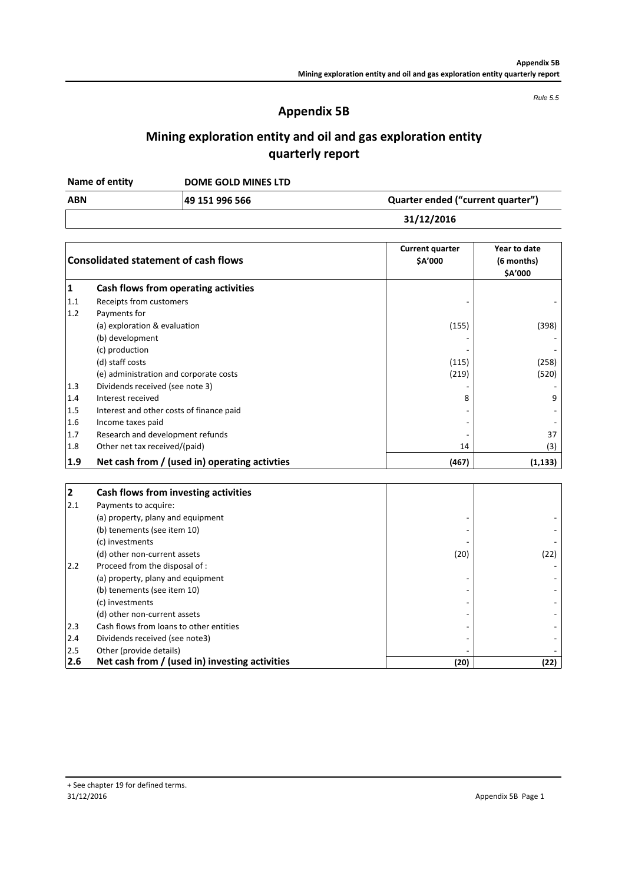*Rule 5.5*

# Appendix 5B

## Mining exploration entity and oil and gas exploration entity quarterly report

| Name of entity | DOME GOLD MINES LTD | |
|---|---|---|
| ABN | 49 151 996 566 | Quarter ended ("current quarter") |
| | | 31/12/2016 |

| | Consolidated statement of cash flows | Current quarter $A'000 | Year to date (6 months) $A'000 |
|---|---|---|---|
| **1** | **Cash flows from operating activities** | | |
| 1.1 | Receipts from customers | - | - |
| 1.2 | Payments for | | |
| | (a) exploration & evaluation | (155) | (398) |
| | (b) development | - | - |
| | (c) production | - | - |
| | (d) staff costs | (115) | (258) |
| | (e) administration and corporate costs | (219) | (520) |
| 1.3 | Dividends received (see note 3) | - | - |
| 1.4 | Interest received | 8 | 9 |
| 1.5 | Interest and other costs of finance paid | - | - |
| 1.6 | Income taxes paid | - | - |
| 1.7 | Research and development refunds | - | 37 |
| 1.8 | Other net tax received/(paid) | 14 | (3) |
| **1.9** | **Net cash from / (used in) operating activvties** | **(467)** | **(1,133)** |

| | | | |
|---|---|---|---|
| **2** | **Cash flows from investing activities** | | |
| 2.1 | Payments to acquire: | | |
| | (a) property, plany and equipment | - | - |
| | (b) tenements (see item 10) | - | - |
| | (c) investments | - | - |
| | (d) other non-current assets | (20) | (22) |
| 2.2 | Proceed from the disposal of : | | - |
| | (a) property, plany and equipment | - | - |
| | (b) tenements (see item 10) | - | - |
| | (c) investments | - | - |
| | (d) other non-current assets | - | - |
| 2.3 | Cash flows from loans to other entities | - | - |
| 2.4 | Dividends received (see note3) | - | - |
| 2.5 | Other (provide details) | - | - |
| **2.6** | **Net cash from / (used in) investing activities** | **(20)** | **(22)** |

+ See chapter 19 for defined terms.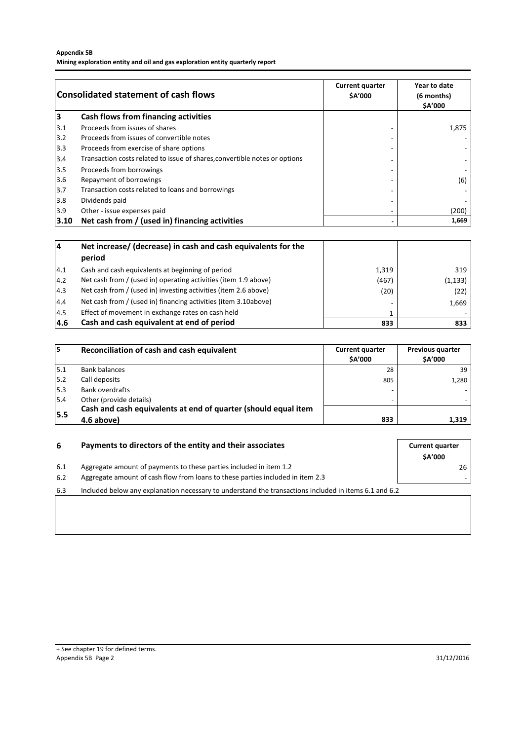**Appendix 5B**
**Mining exploration entity and oil and gas exploration entity quarterly report**

| | Consolidated statement of cash flows | Current quarter $A'000 | Year to date (6 months) $A'000 |
|---|---|---|---|
| **3** | **Cash flows from financing activities** | | |
| 3.1 | Proceeds from issues of shares | - | 1,875 |
| 3.2 | Proceeds from issues of convertible notes | - | - |
| 3.3 | Proceeds from exercise of share options | - | - |
| 3.4 | Transaction costs related to issue of shares,convertible notes or options | - | - |
| 3.5 | Proceeds from borrowings | - | - |
| 3.6 | Repayment of borrowings | - | (6) |
| 3.7 | Transaction costs related to loans and borrowings | - | - |
| 3.8 | Dividends paid | - | - |
| 3.9 | Other - issue expenses paid | - | (200) |
| **3.10** | **Net cash from / (used in) financing activities** | **-** | **1,669** |

| | | | |
|---|---|---|---|
| **4** | **Net increase/ (decrease) in cash and cash equivalents for the period** | | |
| 4.1 | Cash and cash equivalents at beginning of period | 1,319 | 319 |
| 4.2 | Net cash from / (used in) operating activities (item 1.9 above) | (467) | (1,133) |
| 4.3 | Net cash from / (used in) investing activities (item 2.6 above) | (20) | (22) |
| 4.4 | Net cash from / (used in) financing activities (item 3.10above) | - | 1,669 |
| 4.5 | Effect of movement in exchange rates on cash held | 1 | - |
| **4.6** | **Cash and cash equivalent at end of period** | **833** | **833** |

| **5** | **Reconciliation of cash and cash equivalent** | Current quarter $A'000 | Previous quarter $A'000 |
|---|---|---|---|
| 5.1 | Bank balances | 28 | 39 |
| 5.2 | Call deposits | 805 | 1,280 |
| 5.3 | Bank overdrafts | - | - |
| 5.4 | Other (provide details) | - | - |
| **5.5** | **Cash and cash equivalents at end of quarter (should equal item 4.6 above)** | **833** | **1,319** |

| **6** | **Payments to directors of the entity and their associates** | Current quarter $A'000 |
|---|---|---|
| 6.1 | Aggregate amount of payments to these parties included in item 1.2 | 26 |
| 6.2 | Aggregate amount of cash flow from loans to these parties included in item 2.3 | - |

6.3 Included below any explanation necessary to understand the transactions included in items 6.1 and 6.2

+ See chapter 19 for defined terms.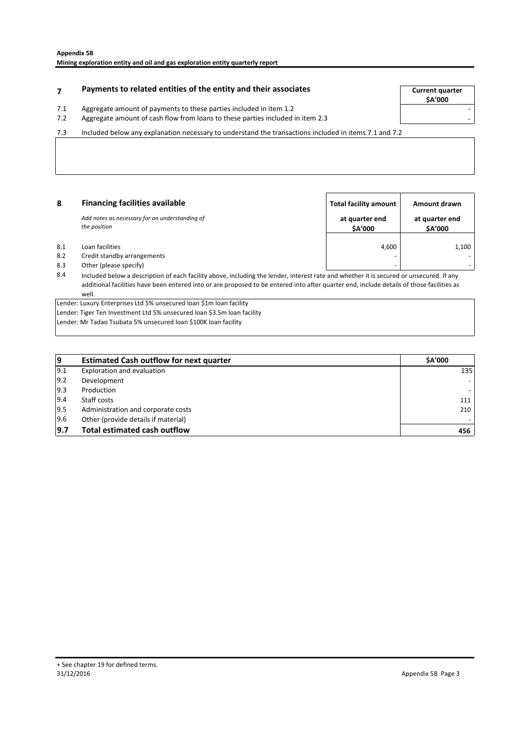## 7 Payments to related entities of the entity and their associates

| | | Current quarter $A'000 |
|---|---|---|
| 7.1 | Aggregate amount of payments to these parties included in item 1.2 | - |
| 7.2 | Aggregate amount of cash flow from loans to these parties included in item 2.3 | - |

7.3 Included below any explanation necessary to understand the transactions included in items 7.1 and 7.2

## 8 Financing facilities available

*Add notes as necessary for an understanding of the position*

| | | Total facility amount at quarter end $A'000 | Amount drawn at quarter end $A'000 |
|---|---|---|---|
| 8.1 | Loan facilities | 4,600 | 1,100 |
| 8.2 | Credit standby arrangements | - | - |
| 8.3 | Other (please specify) | - | - |

8.4 Included below a description of each facility above, including the lender, interest rate and whether it is secured or unsecured. If any additional facilities have been entered into or are proposed to be entered into after quarter end, include details of those facilities as well.

Lender: Luxury Enterprises Ltd 5% unsecured loan $1m loan facility
Lender: Tiger Ten Investment Ltd 5% unsecured loan $3.5m loan facility
Lender: Mr Tadao Tsubata 5% unsecured loan $100K loan facility

| 9 | Estimated Cash outflow for next quarter | $A'000 |
|---|---|---|
| 9.1 | Exploration and evaluation | 135 |
| 9.2 | Development | - |
| 9.3 | Production | - |
| 9.4 | Staff costs | 111 |
| 9.5 | Administration and corporate costs | 210 |
| 9.6 | Other (provide details if material) | - |
| **9.7** | **Total estimated cash outflow** | **456** |

+ See chapter 19 for defined terms.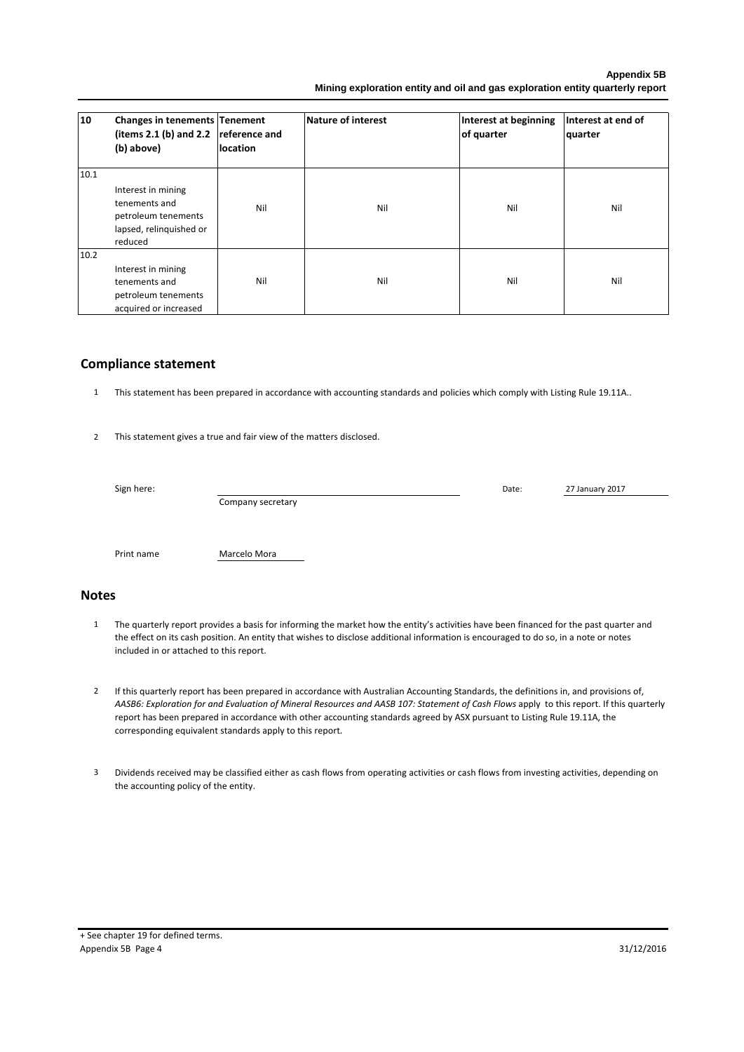| 10 | Changes in tenements (items 2.1 (b) and 2.2 (b) above) | Tenement reference and location | Nature of interest | Interest at beginning of quarter | Interest at end of quarter |
|---|---|---|---|---|---|
| 10.1 | Interest in mining tenements and petroleum tenements lapsed, relinquished or reduced | Nil | Nil | Nil | Nil |
| 10.2 | Interest in mining tenements and petroleum tenements acquired or increased | Nil | Nil | Nil | Nil |

## Compliance statement

1 This statement has been prepared in accordance with accounting standards and policies which comply with Listing Rule 19.11A..

2 This statement gives a true and fair view of the matters disclosed.

Sign here: ______________________ Date: 27 January 2017

Company secretary

Print name Marcelo Mora

## Notes

1 The quarterly report provides a basis for informing the market how the entity's activities have been financed for the past quarter and the effect on its cash position. An entity that wishes to disclose additional information is encouraged to do so, in a note or notes included in or attached to this report.

2 If this quarterly report has been prepared in accordance with Australian Accounting Standards, the definitions in, and provisions of, *AASB6: Exploration for and Evaluation of Mineral Resources and AASB 107: Statement of Cash Flows* apply to this report. If this quarterly report has been prepared in accordance with other accounting standards agreed by ASX pursuant to Listing Rule 19.11A, the corresponding equivalent standards apply to this report.

3 Dividends received may be classified either as cash flows from operating activities or cash flows from investing activities, depending on the accounting policy of the entity.

+ See chapter 19 for defined terms.